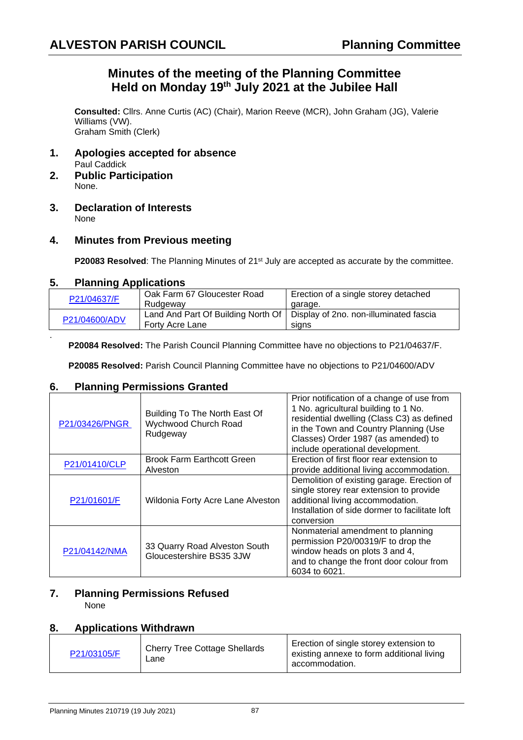# Minutes of the meeting of the Planning Committee Held on Monday 19th July 2021 at the Jubilee Hall

**Consulted:** Cllrs. Anne Curtis (AC) (Chair), Marion Reeve (MCR), John Graham (JG), Valerie Williams (VW).
Graham Smith (Clerk)

## 1. Apologies accepted for absence

Paul Caddick

## 2. Public Participation

None.

## 3. Declaration of Interests

None

## 4. Minutes from Previous meeting

**P20083 Resolved**: The Planning Minutes of 21st July are accepted as accurate by the committee.

## 5. Planning Applications

| P21/04637/F | Oak Farm 67 Gloucester Road Rudgeway | Erection of a single storey detached garage. |
|---|---|---|
| P21/04600/ADV | Land And Part Of Building North Of Forty Acre Lane | Display of 2no. non-illuminated fascia signs |

**P20084 Resolved:** The Parish Council Planning Committee have no objections to P21/04637/F.

**P20085 Resolved:** Parish Council Planning Committee have no objections to P21/04600/ADV

## 6. Planning Permissions Granted

| P21/03426/PNGR | Building To The North East Of Wychwood Church Road Rudgeway | Prior notification of a change of use from 1 No. agricultural building to 1 No. residential dwelling (Class C3) as defined in the Town and Country Planning (Use Classes) Order 1987 (as amended) to include operational development. |
|---|---|---|
| P21/01410/CLP | Brook Farm Earthcott Green Alveston | Erection of first floor rear extension to provide additional living accommodation. |
| P21/01601/F | Wildonia Forty Acre Lane Alveston | Demolition of existing garage. Erection of single storey rear extension to provide additional living accommodation. Installation of side dormer to facilitate loft conversion |
| P21/04142/NMA | 33 Quarry Road Alveston South Gloucestershire BS35 3JW | Nonmaterial amendment to planning permission P20/00319/F to drop the window heads on plots 3 and 4, and to change the front door colour from 6034 to 6021. |

## 7. Planning Permissions Refused

None

## 8. Applications Withdrawn

| P21/03105/F | Cherry Tree Cottage Shellards Lane | Erection of single storey extension to existing annexe to form additional living accommodation. |
|---|---|---|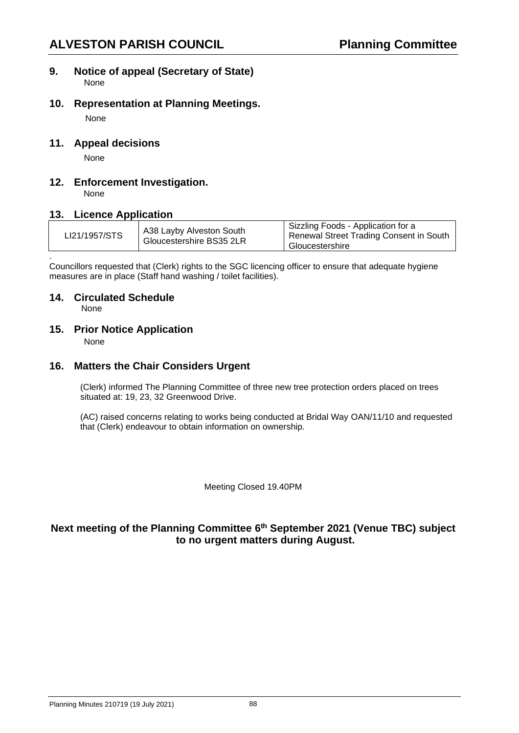## 9. Notice of appeal (Secretary of State)

None

## 10. Representation at Planning Meetings.

None

## 11. Appeal decisions

None

## 12. Enforcement Investigation.

None

## 13. Licence Application

| | | |
|---|---|---|
| LI21/1957/STS | A38 Layby Alveston South Gloucestershire BS35 2LR | Sizzling Foods - Application for a Renewal Street Trading Consent in South Gloucestershire |

.
Councillors requested that (Clerk) rights to the SGC licencing officer to ensure that adequate hygiene measures are in place (Staff hand washing / toilet facilities).

## 14. Circulated Schedule

None

## 15. Prior Notice Application

None

## 16. Matters the Chair Considers Urgent

(Clerk) informed The Planning Committee of three new tree protection orders placed on trees situated at: 19, 23, 32 Greenwood Drive.

(AC) raised concerns relating to works being conducted at Bridal Way OAN/11/10 and requested that (Clerk) endeavour to obtain information on ownership.

Meeting Closed 19.40PM

**Next meeting of the Planning Committee 6th September 2021 (Venue TBC) subject to no urgent matters during August.**